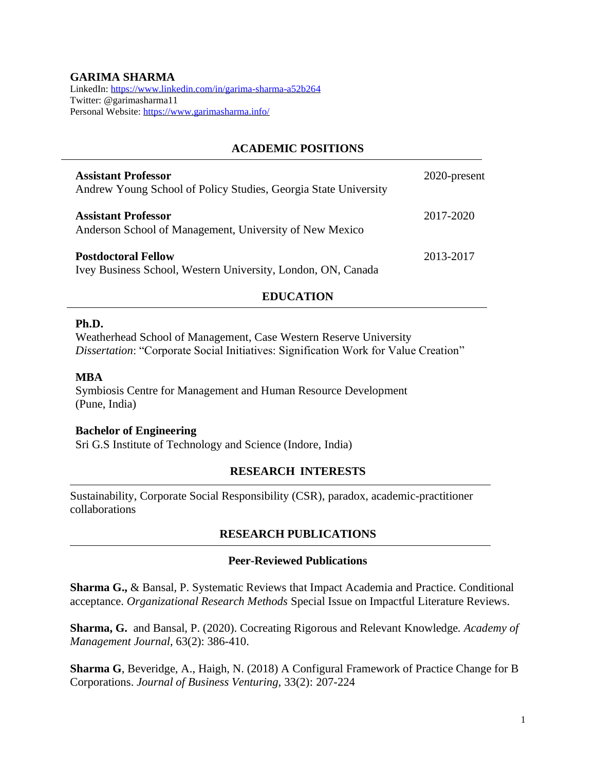# GARIMA SHARMA

LinkedIn: [https://www.linkedin.com/in/garima-sharma-a52b264](https://www.linkedin.com/in/garima-sharma-a52b264)
Twitter: @garimasharma11
Personal Website: [https://www.garimasharma.info/](https://www.garimasharma.info/)

## ACADEMIC POSITIONS

**Assistant Professor** — 2020-present
Andrew Young School of Policy Studies, Georgia State University

**Assistant Professor** — 2017-2020
Anderson School of Management, University of New Mexico

**Postdoctoral Fellow** — 2013-2017
Ivey Business School, Western University, London, ON, Canada

## EDUCATION

**Ph.D.**
Weatherhead School of Management, Case Western Reserve University
*Dissertation*: "Corporate Social Initiatives: Signification Work for Value Creation"

**MBA**
Symbiosis Centre for Management and Human Resource Development (Pune, India)

**Bachelor of Engineering**
Sri G.S Institute of Technology and Science (Indore, India)

## RESEARCH INTERESTS

Sustainability, Corporate Social Responsibility (CSR), paradox, academic-practitioner collaborations

## RESEARCH PUBLICATIONS

### Peer-Reviewed Publications

**Sharma G.,** & Bansal, P. Systematic Reviews that Impact Academia and Practice. Conditional acceptance. *Organizational Research Methods* Special Issue on Impactful Literature Reviews.

**Sharma, G.** and Bansal, P. (2020). Cocreating Rigorous and Relevant Knowledge. *Academy of Management Journal*, 63(2): 386-410.

**Sharma G**, Beveridge, A., Haigh, N. (2018) A Configural Framework of Practice Change for B Corporations. *Journal of Business Venturing*, 33(2): 207-224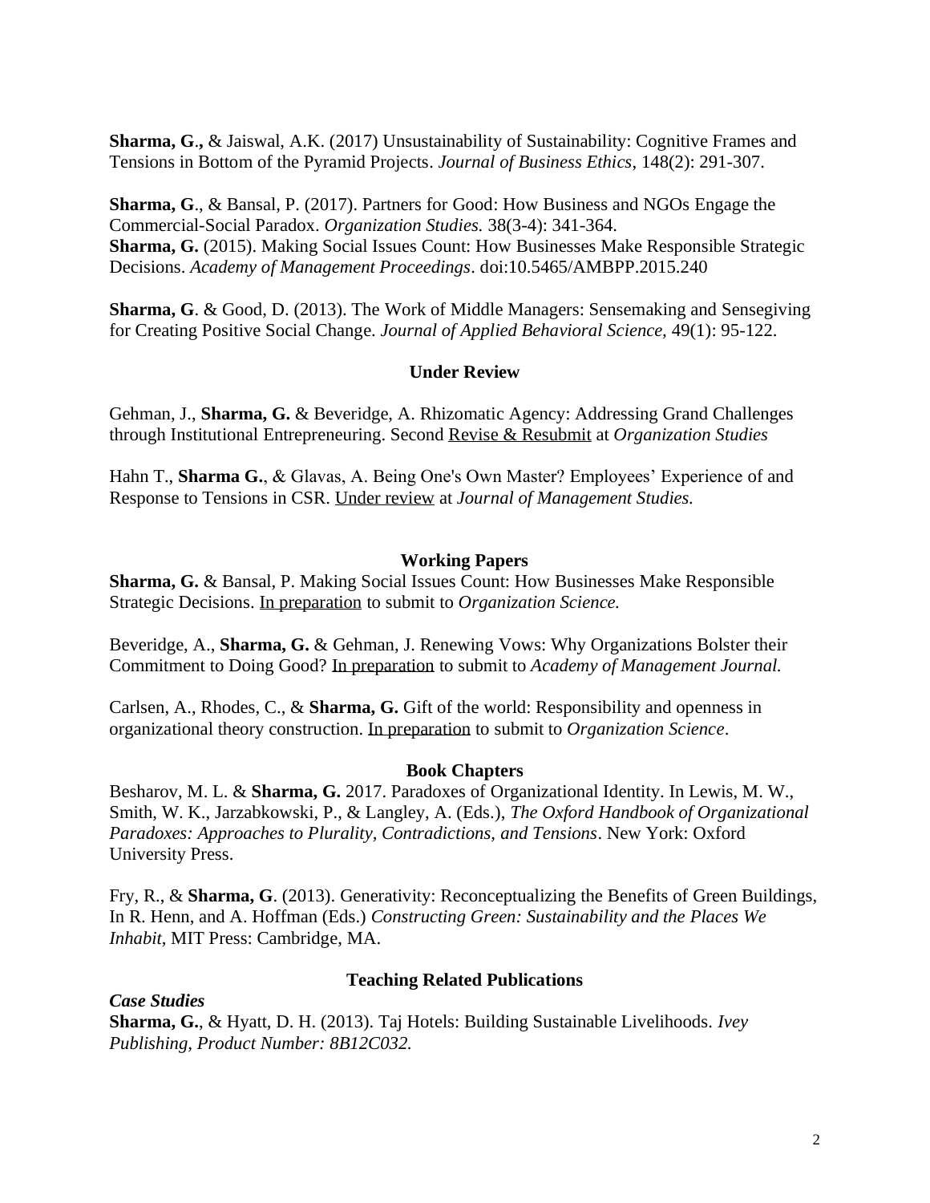**Sharma, G.,** & Jaiswal, A.K. (2017) Unsustainability of Sustainability: Cognitive Frames and Tensions in Bottom of the Pyramid Projects. *Journal of Business Ethics*, 148(2): 291-307.

**Sharma, G**., & Bansal, P. (2017). Partners for Good: How Business and NGOs Engage the Commercial-Social Paradox. *Organization Studies.* 38(3-4): 341-364.
**Sharma, G.** (2015). Making Social Issues Count: How Businesses Make Responsible Strategic Decisions. *Academy of Management Proceedings*. doi:10.5465/AMBPP.2015.240

**Sharma, G**. & Good, D. (2013). The Work of Middle Managers: Sensemaking and Sensegiving for Creating Positive Social Change. *Journal of Applied Behavioral Science*, 49(1): 95-122.

### Under Review

Gehman, J., **Sharma, G.** & Beveridge, A. Rhizomatic Agency: Addressing Grand Challenges through Institutional Entrepreneuring. Second <u>Revise & Resubmit</u> at *Organization Studies*

Hahn T., **Sharma G.**, & Glavas, A. Being One's Own Master? Employees' Experience of and Response to Tensions in CSR. <u>Under review</u> at *Journal of Management Studies.*

### Working Papers

**Sharma, G.** & Bansal, P. Making Social Issues Count: How Businesses Make Responsible Strategic Decisions. <u>In preparation</u> to submit to *Organization Science.*

Beveridge, A., **Sharma, G.** & Gehman, J. Renewing Vows: Why Organizations Bolster their Commitment to Doing Good? <u>In preparation</u> to submit to *Academy of Management Journal.*

Carlsen, A., Rhodes, C., & **Sharma, G.** Gift of the world: Responsibility and openness in organizational theory construction. <u>In preparation</u> to submit to *Organization Science*.

### Book Chapters

Besharov, M. L. & **Sharma, G.** 2017. Paradoxes of Organizational Identity. In Lewis, M. W., Smith, W. K., Jarzabkowski, P., & Langley, A. (Eds.), *The Oxford Handbook of Organizational Paradoxes: Approaches to Plurality, Contradictions, and Tensions*. New York: Oxford University Press.

Fry, R., & **Sharma, G**. (2013). Generativity: Reconceptualizing the Benefits of Green Buildings, In R. Henn, and A. Hoffman (Eds.) *Constructing Green: Sustainability and the Places We Inhabit*, MIT Press: Cambridge, MA.

### Teaching Related Publications

***Case Studies***

**Sharma, G.**, & Hyatt, D. H. (2013). Taj Hotels: Building Sustainable Livelihoods. *Ivey Publishing, Product Number: 8B12C032.*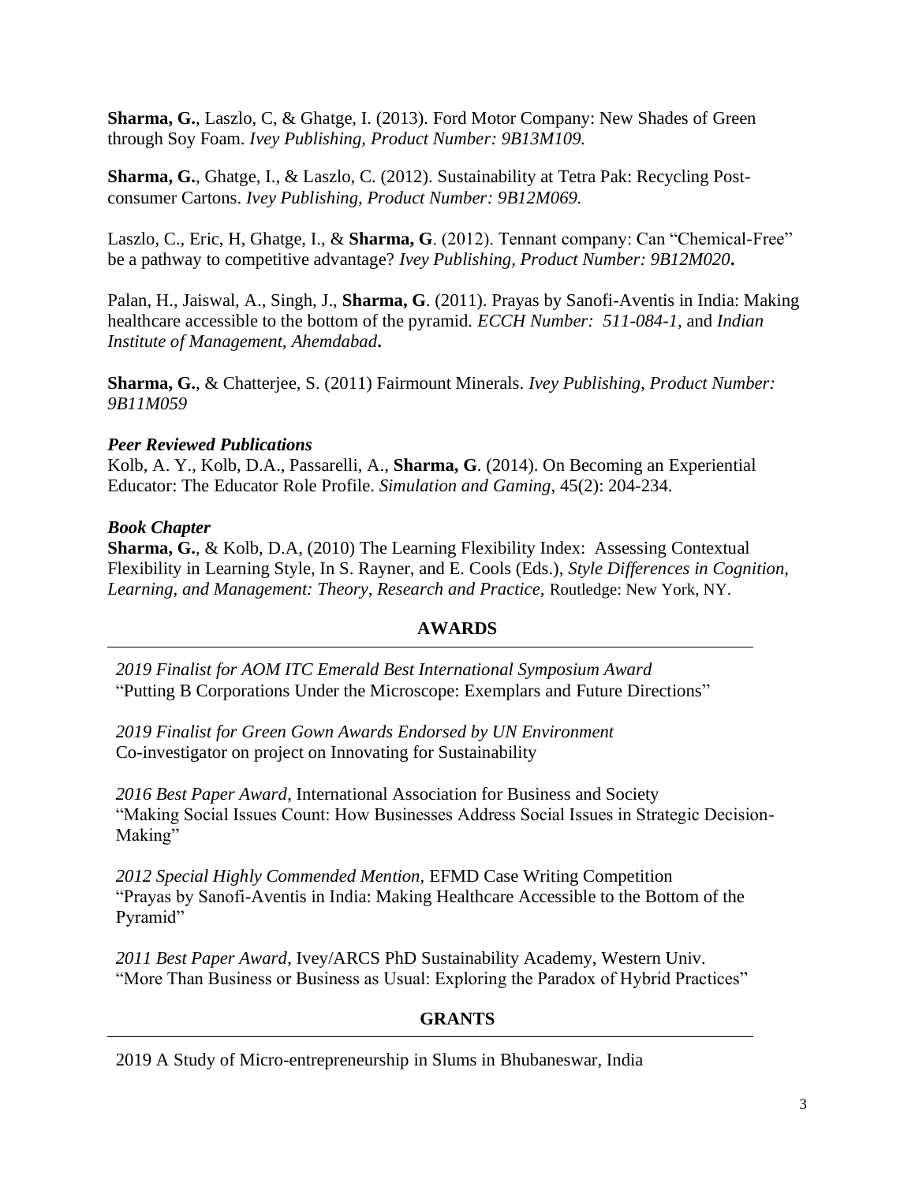**Sharma, G.**, Laszlo, C, & Ghatge, I. (2013). Ford Motor Company: New Shades of Green through Soy Foam. *Ivey Publishing, Product Number: 9B13M109.*

**Sharma, G.**, Ghatge, I., & Laszlo, C. (2012). Sustainability at Tetra Pak: Recycling Post-consumer Cartons. *Ivey Publishing, Product Number: 9B12M069.*

Laszlo, C., Eric, H, Ghatge, I., & **Sharma, G**. (2012). Tennant company: Can "Chemical-Free" be a pathway to competitive advantage? *Ivey Publishing, Product Number: 9B12M020***.**

Palan, H., Jaiswal, A., Singh, J., **Sharma, G**. (2011). Prayas by Sanofi-Aventis in India: Making healthcare accessible to the bottom of the pyramid. *ECCH Number: 511-084-1*, and *Indian Institute of Management, Ahemdabad***.**

**Sharma, G.**, & Chatterjee, S. (2011) Fairmount Minerals. *Ivey Publishing, Product Number: 9B11M059*

***Peer Reviewed Publications***

Kolb, A. Y., Kolb, D.A., Passarelli, A., **Sharma, G**. (2014). On Becoming an Experiential Educator: The Educator Role Profile. *Simulation and Gaming*, 45(2): 204-234.

***Book Chapter***

**Sharma, G.**, & Kolb, D.A, (2010) The Learning Flexibility Index: Assessing Contextual Flexibility in Learning Style, In S. Rayner, and E. Cools (Eds.), *Style Differences in Cognition, Learning, and Management: Theory, Research and Practice*, Routledge: New York, NY.

## AWARDS

*2019 Finalist for AOM ITC Emerald Best International Symposium Award*
"Putting B Corporations Under the Microscope: Exemplars and Future Directions"

*2019 Finalist for Green Gown Awards Endorsed by UN Environment*
Co-investigator on project on Innovating for Sustainability

*2016 Best Paper Award*, International Association for Business and Society
"Making Social Issues Count: How Businesses Address Social Issues in Strategic Decision-Making"

*2012 Special Highly Commended Mention*, EFMD Case Writing Competition
"Prayas by Sanofi-Aventis in India: Making Healthcare Accessible to the Bottom of the Pyramid"

*2011 Best Paper Award*, Ivey/ARCS PhD Sustainability Academy, Western Univ.
"More Than Business or Business as Usual: Exploring the Paradox of Hybrid Practices"

## GRANTS

2019 A Study of Micro-entrepreneurship in Slums in Bhubaneswar, India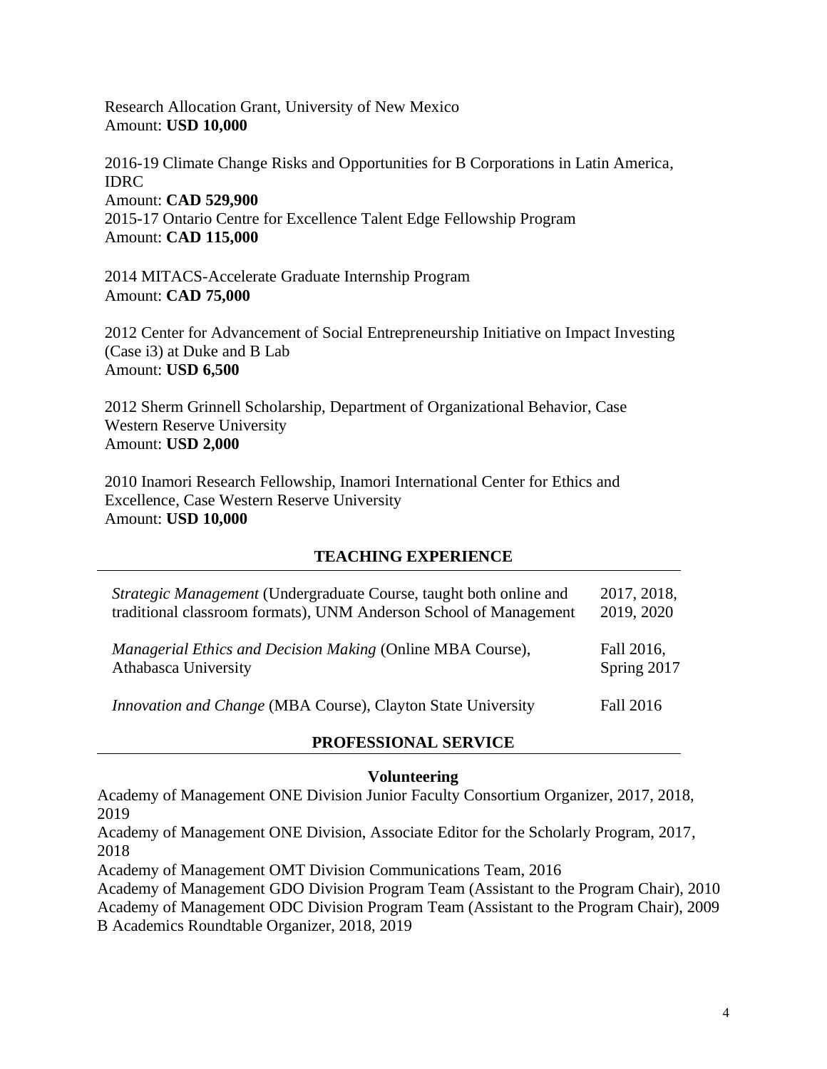Research Allocation Grant, University of New Mexico
Amount: **USD 10,000**

2016-19 Climate Change Risks and Opportunities for B Corporations in Latin America, IDRC
Amount: **CAD 529,900**
2015-17 Ontario Centre for Excellence Talent Edge Fellowship Program
Amount: **CAD 115,000**

2014 MITACS-Accelerate Graduate Internship Program
Amount: **CAD 75,000**

2012 Center for Advancement of Social Entrepreneurship Initiative on Impact Investing (Case i3) at Duke and B Lab
Amount: **USD 6,500**

2012 Sherm Grinnell Scholarship, Department of Organizational Behavior, Case Western Reserve University
Amount: **USD 2,000**

2010 Inamori Research Fellowship, Inamori International Center for Ethics and Excellence, Case Western Reserve University
Amount: **USD 10,000**

## TEACHING EXPERIENCE

| | |
|---|---|
| *Strategic Management* (Undergraduate Course, taught both online and traditional classroom formats), UNM Anderson School of Management | 2017, 2018, 2019, 2020 |
| *Managerial Ethics and Decision Making* (Online MBA Course), Athabasca University | Fall 2016, Spring 2017 |
| *Innovation and Change* (MBA Course), Clayton State University | Fall 2016 |

## PROFESSIONAL SERVICE

### Volunteering

Academy of Management ONE Division Junior Faculty Consortium Organizer, 2017, 2018, 2019
Academy of Management ONE Division, Associate Editor for the Scholarly Program, 2017, 2018
Academy of Management OMT Division Communications Team, 2016
Academy of Management GDO Division Program Team (Assistant to the Program Chair), 2010
Academy of Management ODC Division Program Team (Assistant to the Program Chair), 2009
B Academics Roundtable Organizer, 2018, 2019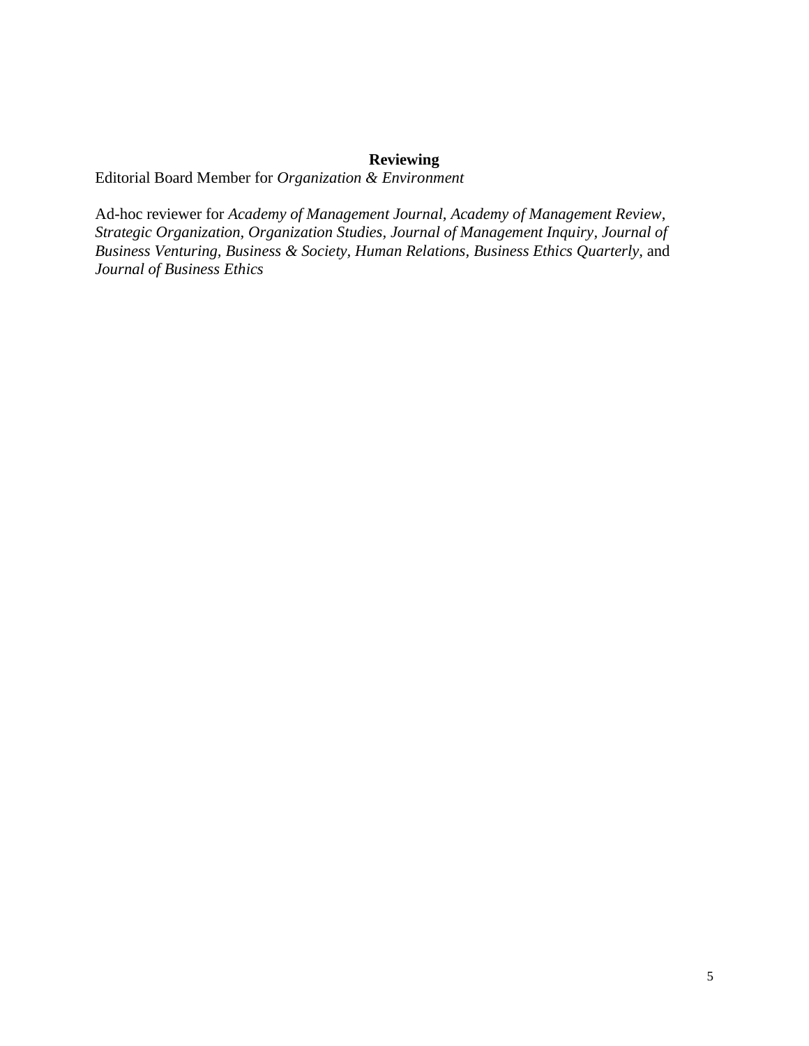## Reviewing

Editorial Board Member for *Organization & Environment*

Ad-hoc reviewer for *Academy of Management Journal, Academy of Management Review, Strategic Organization, Organization Studies, Journal of Management Inquiry, Journal of Business Venturing, Business & Society, Human Relations, Business Ethics Quarterly,* and *Journal of Business Ethics*